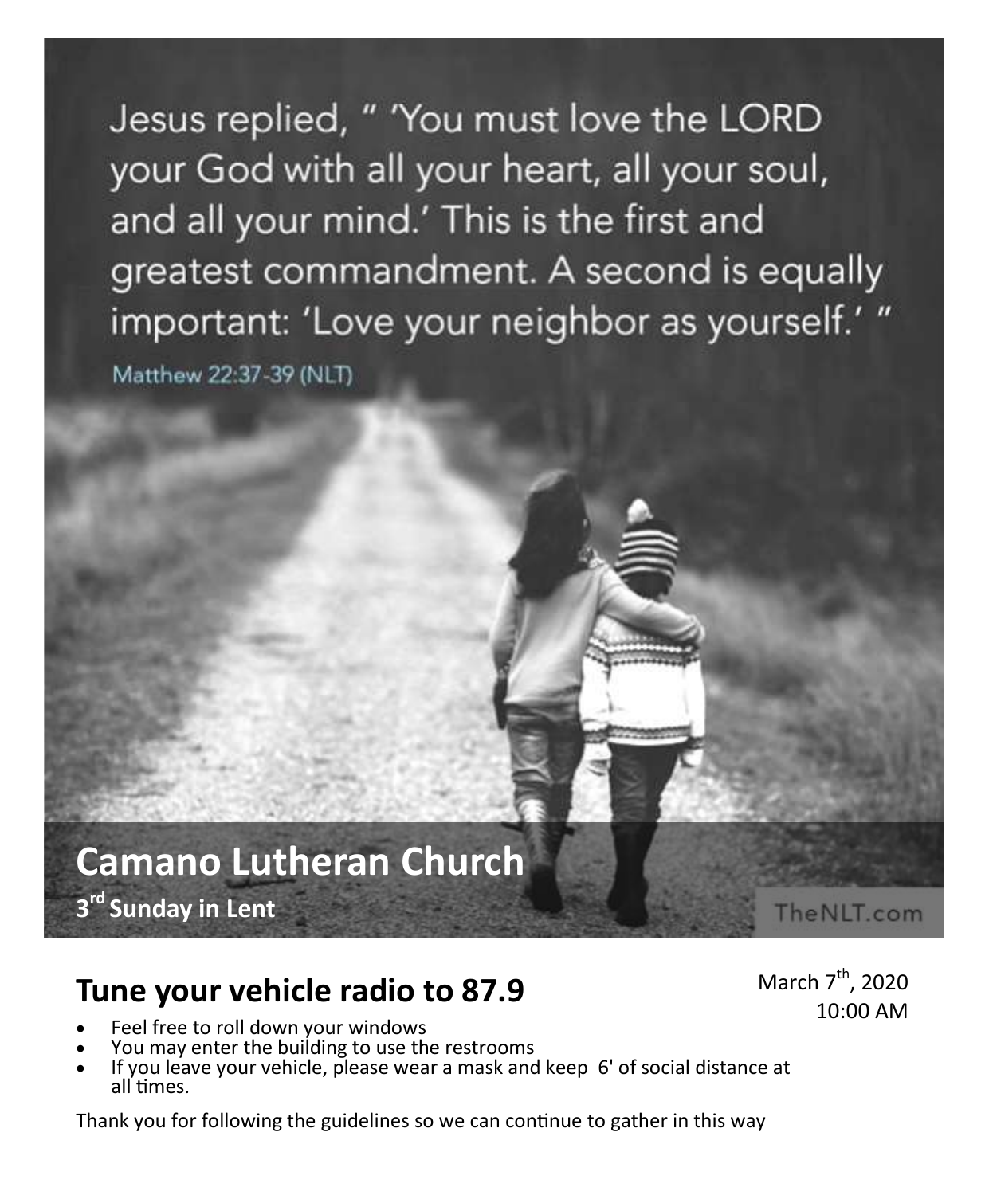Jesus replied, " 'You must love the LORD your God with all your heart, all your soul, and all your mind.' This is the first and greatest commandment. A second is equally important: 'Love your neighbor as yourself.' "

Matthew 22:37-39 (NLT)

# Camano Lutheran Church

**3rd Sunday in Lent**

TheNLT.com

## Tune your vehicle radio to 87.9

March 7th, 2020
10:00 AM

- Feel free to roll down your windows
- You may enter the building to use the restrooms
- If you leave your vehicle, please wear a mask and keep 6' of social distance at all times.

Thank you for following the guidelines so we can continue to gather in this way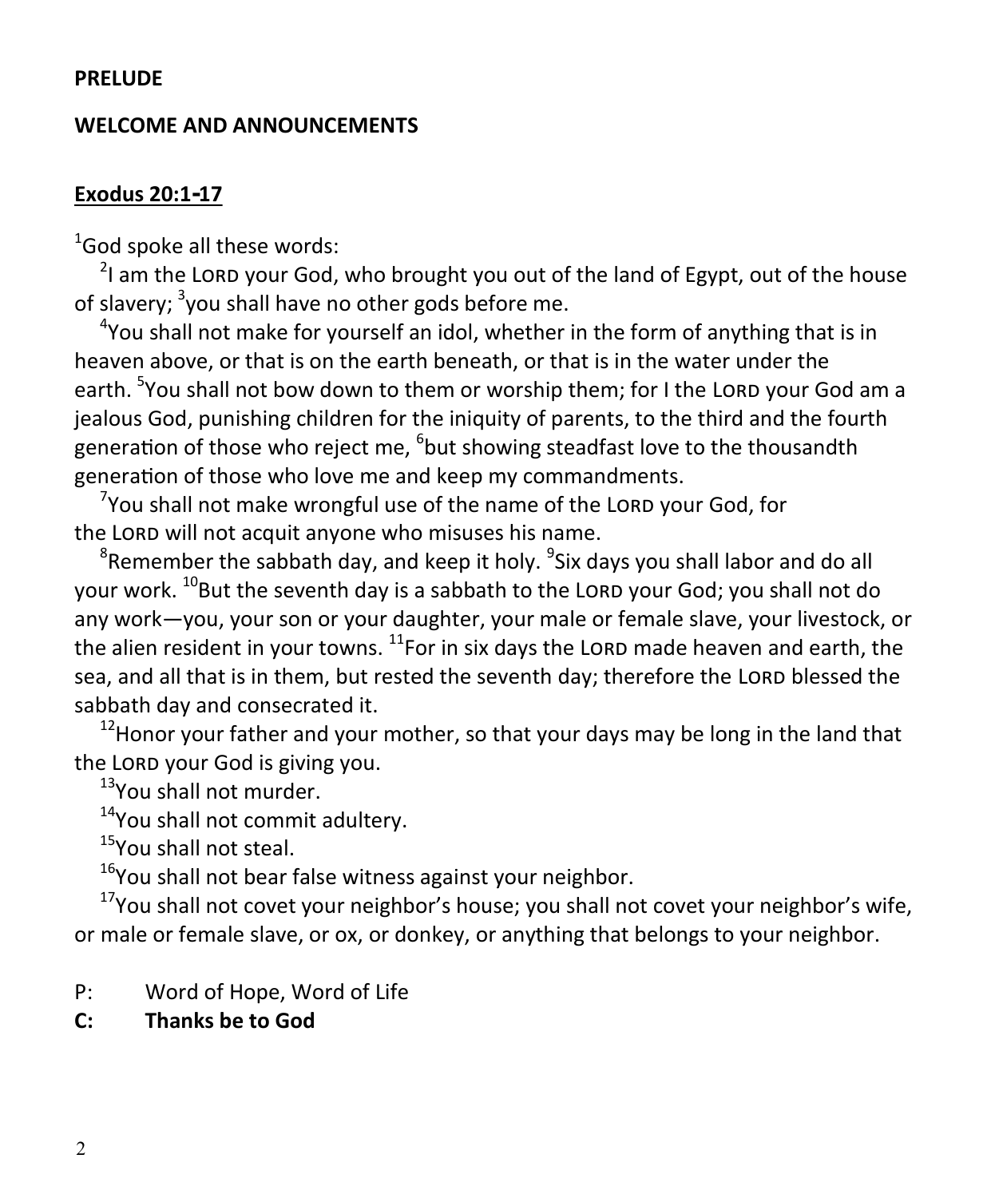**PRELUDE**

**WELCOME AND ANNOUNCEMENTS**

**Exodus 20:1-17**

[1]God spoke all these words:

[2]I am the LORD your God, who brought you out of the land of Egypt, out of the house of slavery; [3]you shall have no other gods before me.

[4]You shall not make for yourself an idol, whether in the form of anything that is in heaven above, or that is on the earth beneath, or that is in the water under the earth. [5]You shall not bow down to them or worship them; for I the LORD your God am a jealous God, punishing children for the iniquity of parents, to the third and the fourth generation of those who reject me, [6]but showing steadfast love to the thousandth generation of those who love me and keep my commandments.

[7]You shall not make wrongful use of the name of the LORD your God, for the LORD will not acquit anyone who misuses his name.

[8]Remember the sabbath day, and keep it holy. [9]Six days you shall labor and do all your work. [10]But the seventh day is a sabbath to the LORD your God; you shall not do any work—you, your son or your daughter, your male or female slave, your livestock, or the alien resident in your towns. [11]For in six days the LORD made heaven and earth, the sea, and all that is in them, but rested the seventh day; therefore the LORD blessed the sabbath day and consecrated it.

[12]Honor your father and your mother, so that your days may be long in the land that the LORD your God is giving you.

[13]You shall not murder.

[14]You shall not commit adultery.

[15]You shall not steal.

[16]You shall not bear false witness against your neighbor.

[17]You shall not covet your neighbor's house; you shall not covet your neighbor's wife, or male or female slave, or ox, or donkey, or anything that belongs to your neighbor.

P: Word of Hope, Word of Life

**C: Thanks be to God**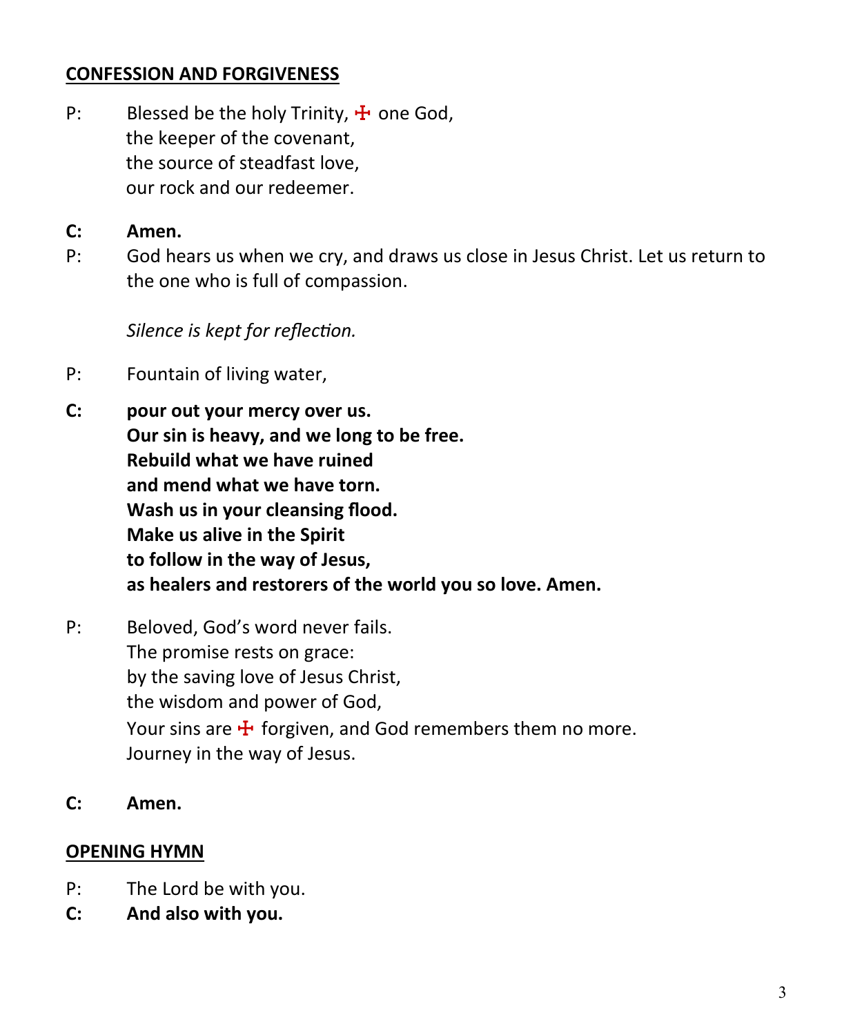## CONFESSION AND FORGIVENESS

P: Blessed be the holy Trinity, ☩ one God,
the keeper of the covenant,
the source of steadfast love,
our rock and our redeemer.

**C: Amen.**

P: God hears us when we cry, and draws us close in Jesus Christ. Let us return to the one who is full of compassion.

*Silence is kept for reflection.*

P: Fountain of living water,

**C: pour out your mercy over us.**
**Our sin is heavy, and we long to be free.**
**Rebuild what we have ruined**
**and mend what we have torn.**
**Wash us in your cleansing flood.**
**Make us alive in the Spirit**
**to follow in the way of Jesus,**
**as healers and restorers of the world you so love. Amen.**

P: Beloved, God's word never fails.
The promise rests on grace:
by the saving love of Jesus Christ,
the wisdom and power of God,
Your sins are ☩ forgiven, and God remembers them no more.
Journey in the way of Jesus.

**C: Amen.**

## OPENING HYMN

P: The Lord be with you.
**C: And also with you.**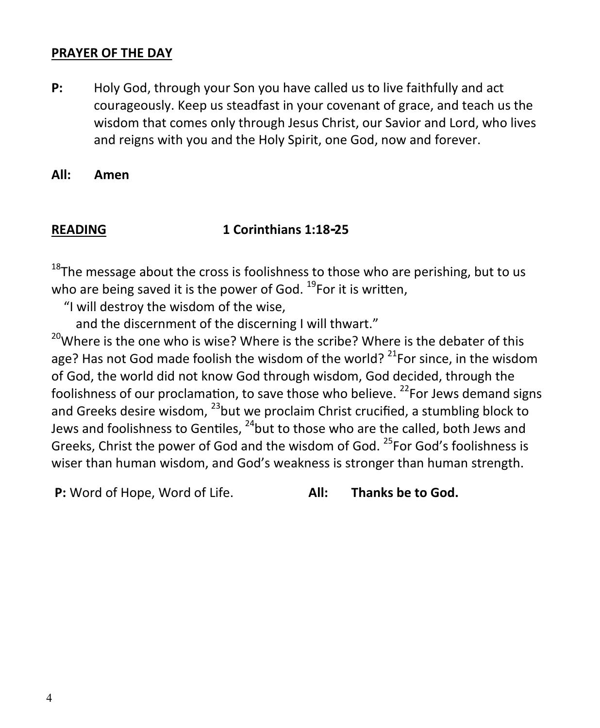## PRAYER OF THE DAY

**P:** Holy God, through your Son you have called us to live faithfully and act courageously. Keep us steadfast in your covenant of grace, and teach us the wisdom that comes only through Jesus Christ, our Savior and Lord, who lives and reigns with you and the Holy Spirit, one God, now and forever.

**All: Amen**

## READING 1 Corinthians 1:18-25

[18]The message about the cross is foolishness to those who are perishing, but to us who are being saved it is the power of God. [19]For it is written,

"I will destroy the wisdom of the wise,
and the discernment of the discerning I will thwart."

[20]Where is the one who is wise? Where is the scribe? Where is the debater of this age? Has not God made foolish the wisdom of the world? [21]For since, in the wisdom of God, the world did not know God through wisdom, God decided, through the foolishness of our proclamation, to save those who believe. [22]For Jews demand signs and Greeks desire wisdom, [23]but we proclaim Christ crucified, a stumbling block to Jews and foolishness to Gentiles, [24]but to those who are the called, both Jews and Greeks, Christ the power of God and the wisdom of God. [25]For God's foolishness is wiser than human wisdom, and God's weakness is stronger than human strength.

**P:** Word of Hope, Word of Life. **All: Thanks be to God.**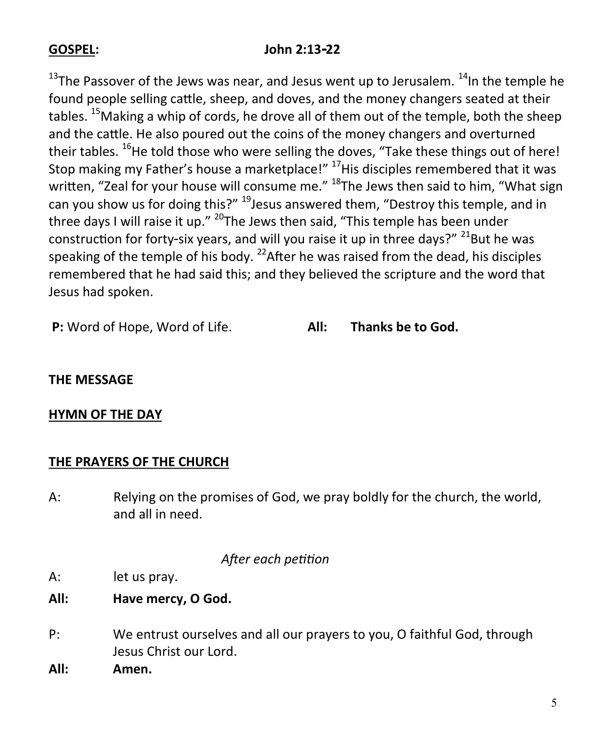**GOSPEL:** **John 2:13-22**

[13]The Passover of the Jews was near, and Jesus went up to Jerusalem. [14]In the temple he found people selling cattle, sheep, and doves, and the money changers seated at their tables. [15]Making a whip of cords, he drove all of them out of the temple, both the sheep and the cattle. He also poured out the coins of the money changers and overturned their tables. [16]He told those who were selling the doves, "Take these things out of here! Stop making my Father's house a marketplace!" [17]His disciples remembered that it was written, "Zeal for your house will consume me." [18]The Jews then said to him, "What sign can you show us for doing this?" [19]Jesus answered them, "Destroy this temple, and in three days I will raise it up." [20]The Jews then said, "This temple has been under construction for forty-six years, and will you raise it up in three days?" [21]But he was speaking of the temple of his body. [22]After he was raised from the dead, his disciples remembered that he had said this; and they believed the scripture and the word that Jesus had spoken.

**P:** Word of Hope, Word of Life. **All: Thanks be to God.**

**THE MESSAGE**

**HYMN OF THE DAY**

**THE PRAYERS OF THE CHURCH**

A: Relying on the promises of God, we pray boldly for the church, the world, and all in need.

*After each petition*

A: let us pray.

**All: Have mercy, O God.**

P: We entrust ourselves and all our prayers to you, O faithful God, through Jesus Christ our Lord.

**All: Amen.**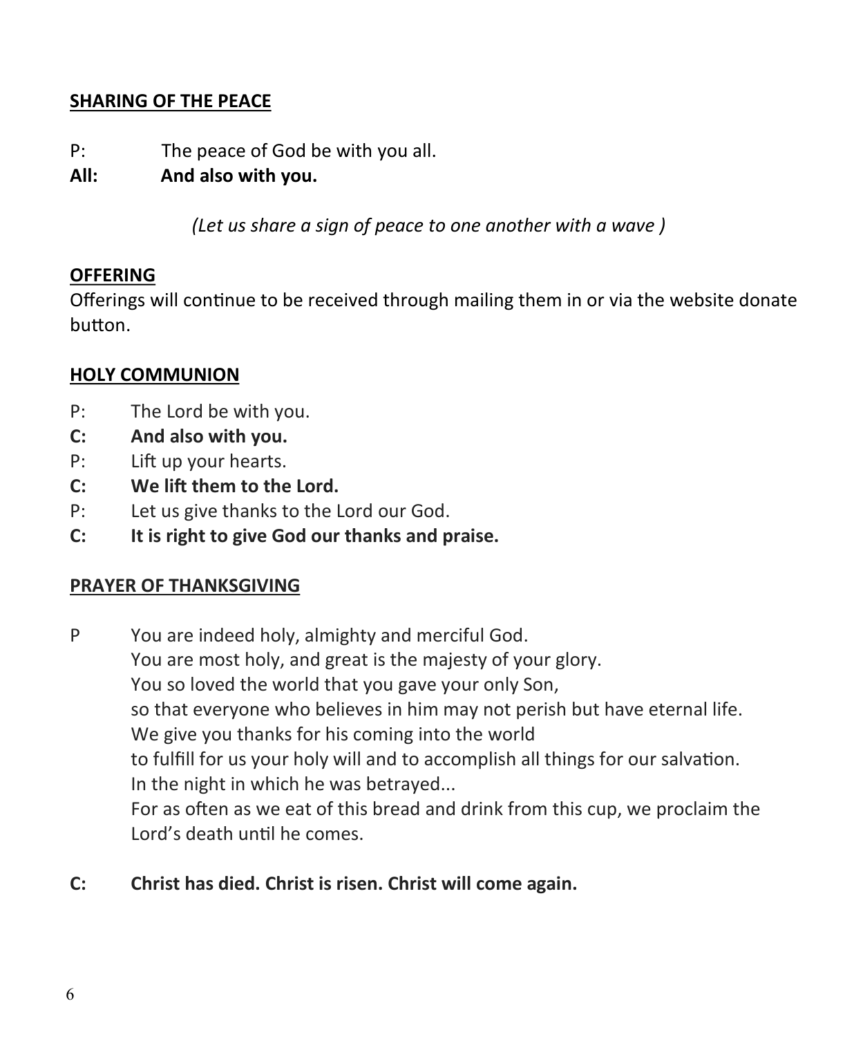## SHARING OF THE PEACE

P: The peace of God be with you all.
**All: And also with you.**

*(Let us share a sign of peace to one another with a wave )*

## OFFERING

Offerings will continue to be received through mailing them in or via the website donate button.

## HOLY COMMUNION

P: The Lord be with you.
**C: And also with you.**
P: Lift up your hearts.
**C: We lift them to the Lord.**
P: Let us give thanks to the Lord our God.
**C: It is right to give God our thanks and praise.**

## PRAYER OF THANKSGIVING

P You are indeed holy, almighty and merciful God.
You are most holy, and great is the majesty of your glory.
You so loved the world that you gave your only Son,
so that everyone who believes in him may not perish but have eternal life.
We give you thanks for his coming into the world
to fulfill for us your holy will and to accomplish all things for our salvation.
In the night in which he was betrayed...
For as often as we eat of this bread and drink from this cup, we proclaim the Lord's death until he comes.

**C: Christ has died. Christ is risen. Christ will come again.**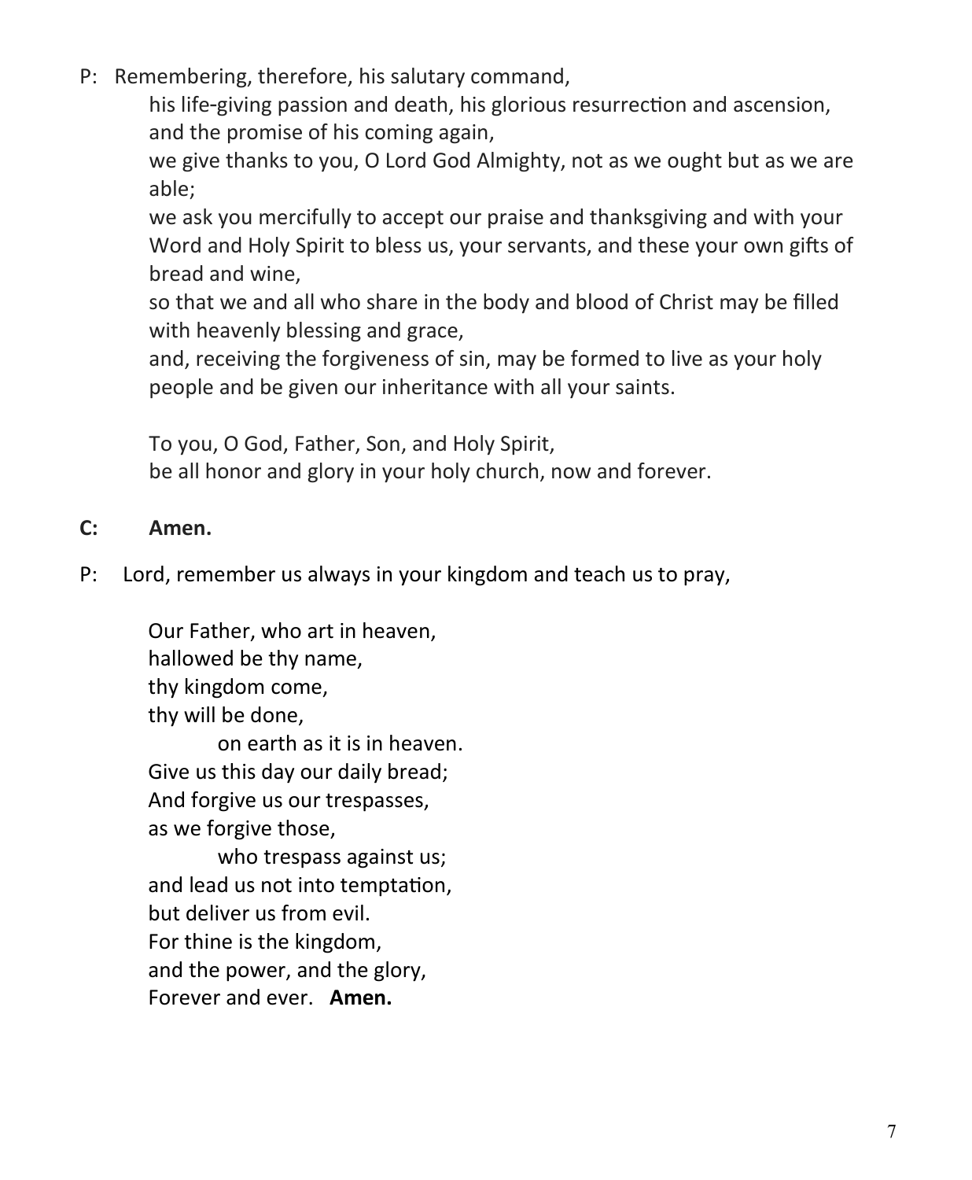P: Remembering, therefore, his salutary command,
his life-giving passion and death, his glorious resurrection and ascension, and the promise of his coming again,
we give thanks to you, O Lord God Almighty, not as we ought but as we are able;
we ask you mercifully to accept our praise and thanksgiving and with your Word and Holy Spirit to bless us, your servants, and these your own gifts of bread and wine,
so that we and all who share in the body and blood of Christ may be filled with heavenly blessing and grace,
and, receiving the forgiveness of sin, may be formed to live as your holy people and be given our inheritance with all your saints.

To you, O God, Father, Son, and Holy Spirit,
be all honor and glory in your holy church, now and forever.

**C: Amen.**

P: Lord, remember us always in your kingdom and teach us to pray,

Our Father, who art in heaven,
hallowed be thy name,
thy kingdom come,
thy will be done,
on earth as it is in heaven.
Give us this day our daily bread;
And forgive us our trespasses,
as we forgive those,
who trespass against us;
and lead us not into temptation,
but deliver us from evil.
For thine is the kingdom,
and the power, and the glory,
Forever and ever. **Amen.**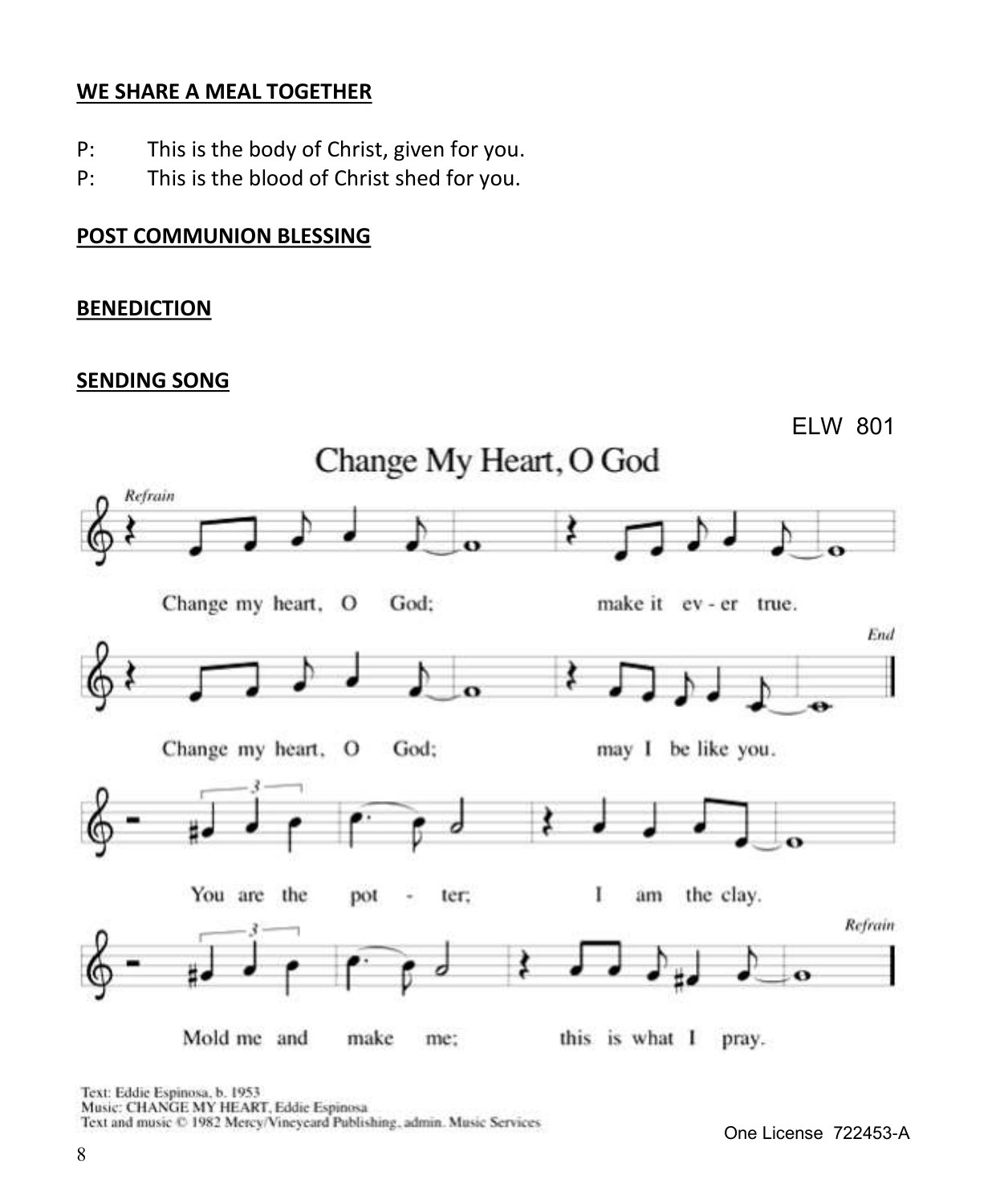## WE SHARE A MEAL TOGETHER

P: This is the body of Christ, given for you.

P: This is the blood of Christ shed for you.

## POST COMMUNION BLESSING

## BENEDICTION

## SENDING SONG

ELW 801

### Change My Heart, O God

*Refrain*

Change my heart, O God; make it ever true.

Change my heart, O God; may I be like you. *End*

You are the potter; I am the clay.

Mold me and make me; this is what I pray. *Refrain*

Text: Eddie Espinosa, b. 1953
Music: CHANGE MY HEART, Eddie Espinosa
Text and music © 1982 Mercy/Vineyard Publishing, admin. Music Services

One License 722453-A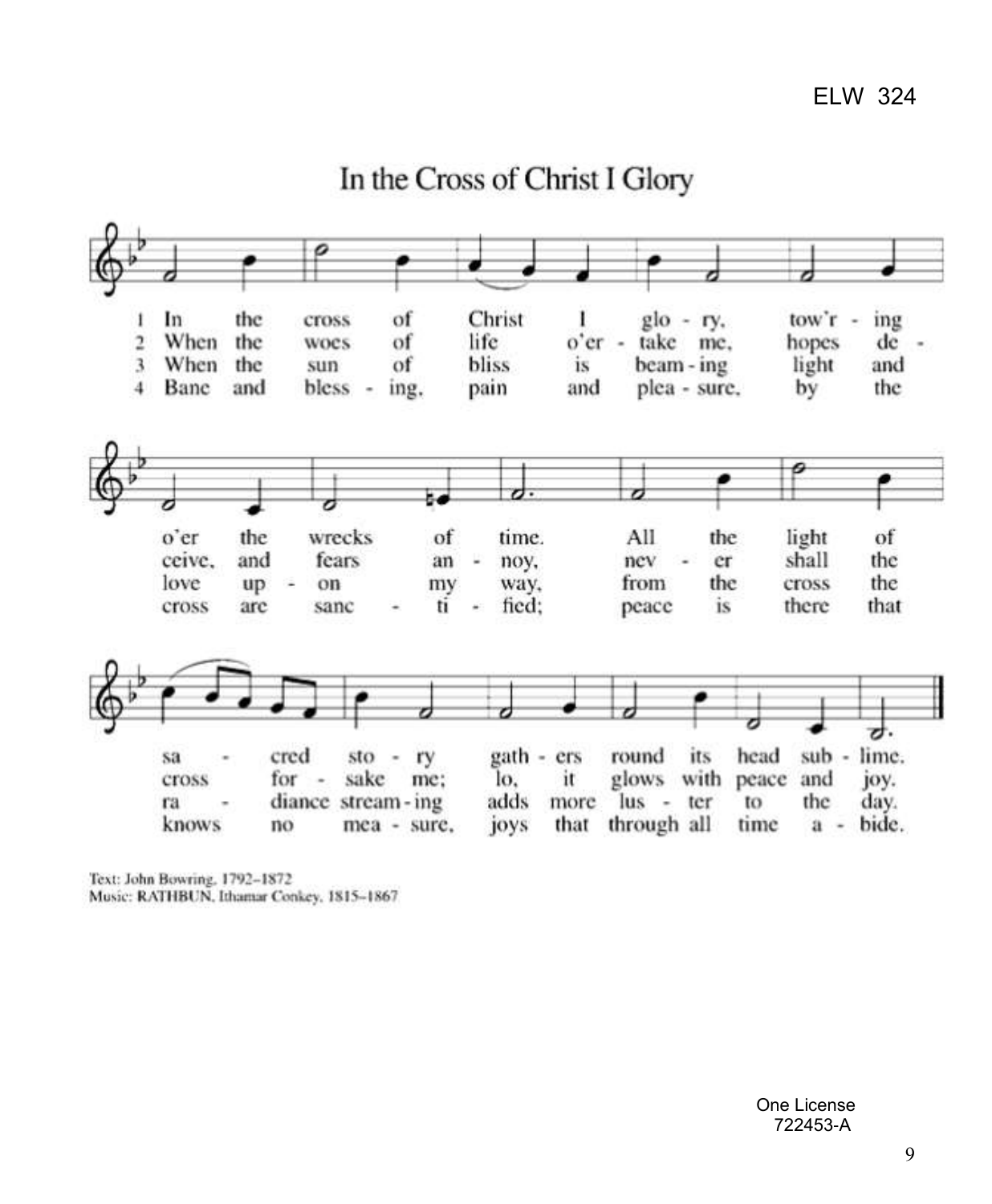ELW 324

# In the Cross of Christ I Glory

1 In the cross of Christ I glo - ry, tow'r - ing o'er the wrecks of time. All the light of sa - cred sto - ry gath - ers round its head sub - lime.

2 When the woes of life o'er - take me, hopes de - ceive, and fears an - noy, nev - er shall the cross for - sake me; lo, it glows with peace and joy.

3 When the sun of bliss is beam - ing light and love up - on my way, from the cross the ra - diance stream - ing adds more lus - ter to the day.

4 Bane and bless - ing, pain and plea - sure, by the cross are sanc - ti - fied; peace is there that knows no mea - sure, joys that through all time a - bide.

Text: John Bowring, 1792–1872
Music: RATHBUN, Ithamar Conkey, 1815–1867

One License 722453-A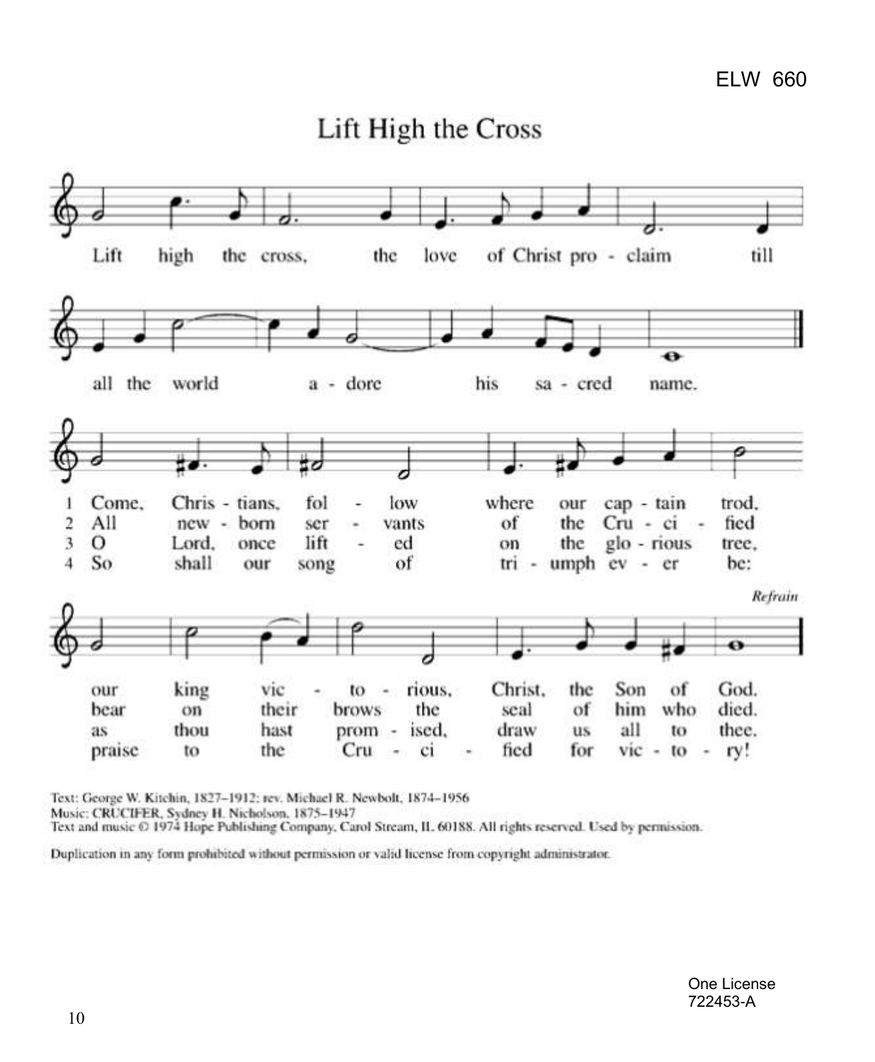ELW 660

# Lift High the Cross

Lift high the cross, the love of Christ proclaim till all the world adore his sacred name.

1 Come, Christians, follow where our captain trod, our king victorious, Christ, the Son of God.

2 All newborn servants of the Crucified bear on their brows the seal of him who died.

3 O Lord, once lifted on the glorious tree, as thou hast promised, draw us all to thee.

4 So shall our song of triumph ever be: praise to the Crucified for victory!

*Refrain*

Text: George W. Kitchin, 1827–1912; rev. Michael R. Newbolt, 1874–1956
Music: CRUCIFER, Sydney H. Nicholson, 1875–1947
Text and music © 1974 Hope Publishing Company, Carol Stream, IL 60188. All rights reserved. Used by permission.

Duplication in any form prohibited without permission or valid license from copyright administrator.

One License
722453-A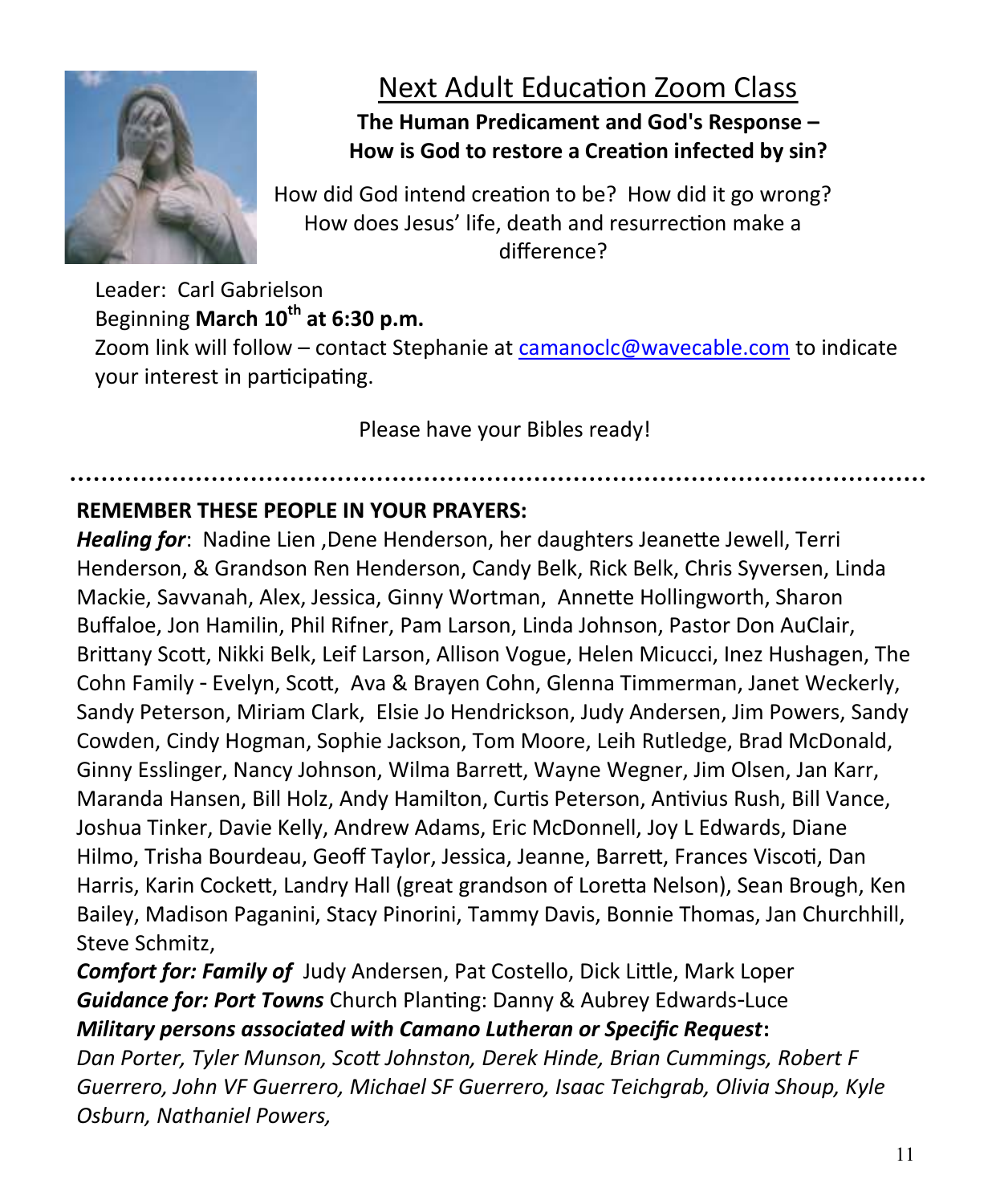## Next Adult Education Zoom Class

**The Human Predicament and God's Response – How is God to restore a Creation infected by sin?**

How did God intend creation to be? How did it go wrong? How does Jesus' life, death and resurrection make a difference?

Leader: Carl Gabrielson
Beginning **March 10th at 6:30 p.m.**
Zoom link will follow – contact Stephanie at camanoclc@wavecable.com to indicate your interest in participating.

Please have your Bibles ready!

---

**REMEMBER THESE PEOPLE IN YOUR PRAYERS:**

***Healing for***: Nadine Lien ,Dene Henderson, her daughters Jeanette Jewell, Terri Henderson, & Grandson Ren Henderson, Candy Belk, Rick Belk, Chris Syversen, Linda Mackie, Savvanah, Alex, Jessica, Ginny Wortman, Annette Hollingworth, Sharon Buffaloe, Jon Hamilin, Phil Rifner, Pam Larson, Linda Johnson, Pastor Don AuClair, Brittany Scott, Nikki Belk, Leif Larson, Allison Vogue, Helen Micucci, Inez Hushagen, The Cohn Family - Evelyn, Scott, Ava & Brayen Cohn, Glenna Timmerman, Janet Weckerly, Sandy Peterson, Miriam Clark, Elsie Jo Hendrickson, Judy Andersen, Jim Powers, Sandy Cowden, Cindy Hogman, Sophie Jackson, Tom Moore, Leih Rutledge, Brad McDonald, Ginny Esslinger, Nancy Johnson, Wilma Barrett, Wayne Wegner, Jim Olsen, Jan Karr, Maranda Hansen, Bill Holz, Andy Hamilton, Curtis Peterson, Antivius Rush, Bill Vance, Joshua Tinker, Davie Kelly, Andrew Adams, Eric McDonnell, Joy L Edwards, Diane Hilmo, Trisha Bourdeau, Geoff Taylor, Jessica, Jeanne, Barrett, Frances Viscoti, Dan Harris, Karin Cockett, Landry Hall (great grandson of Loretta Nelson), Sean Brough, Ken Bailey, Madison Paganini, Stacy Pinorini, Tammy Davis, Bonnie Thomas, Jan Churchhill, Steve Schmitz,

***Comfort for: Family of*** Judy Andersen, Pat Costello, Dick Little, Mark Loper

***Guidance for: Port Towns*** Church Planting: Danny & Aubrey Edwards-Luce

***Military persons associated with Camano Lutheran or Specific Request*:**

*Dan Porter, Tyler Munson, Scott Johnston, Derek Hinde, Brian Cummings, Robert F Guerrero, John VF Guerrero, Michael SF Guerrero, Isaac Teichgrab, Olivia Shoup, Kyle Osburn, Nathaniel Powers,*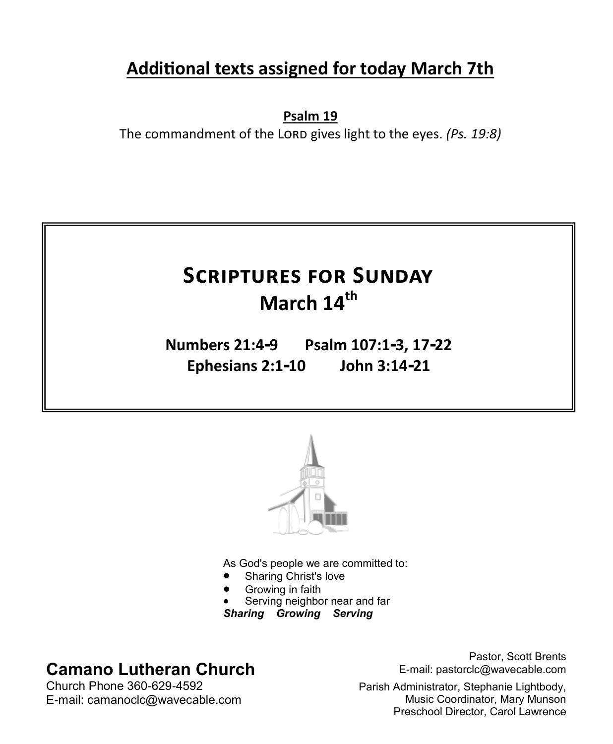## Additional texts assigned for today March 7th

**Psalm 19**

The commandment of the LORD gives light to the eyes. *(Ps. 19:8)*

# SCRIPTURES FOR SUNDAY
## March 14th

**Numbers 21:4-9 Psalm 107:1-3, 17-22**

**Ephesians 2:1-10 John 3:14-21**

As God's people we are committed to:

- Sharing Christ's love
- Growing in faith
- Serving neighbor near and far

***Sharing Growing Serving***

**Camano Lutheran Church**

Church Phone 360-629-4592

E-mail: camanoclc@wavecable.com

Pastor, Scott Brents

E-mail: pastorclc@wavecable.com

Parish Administrator, Stephanie Lightbody,

Music Coordinator, Mary Munson

Preschool Director, Carol Lawrence